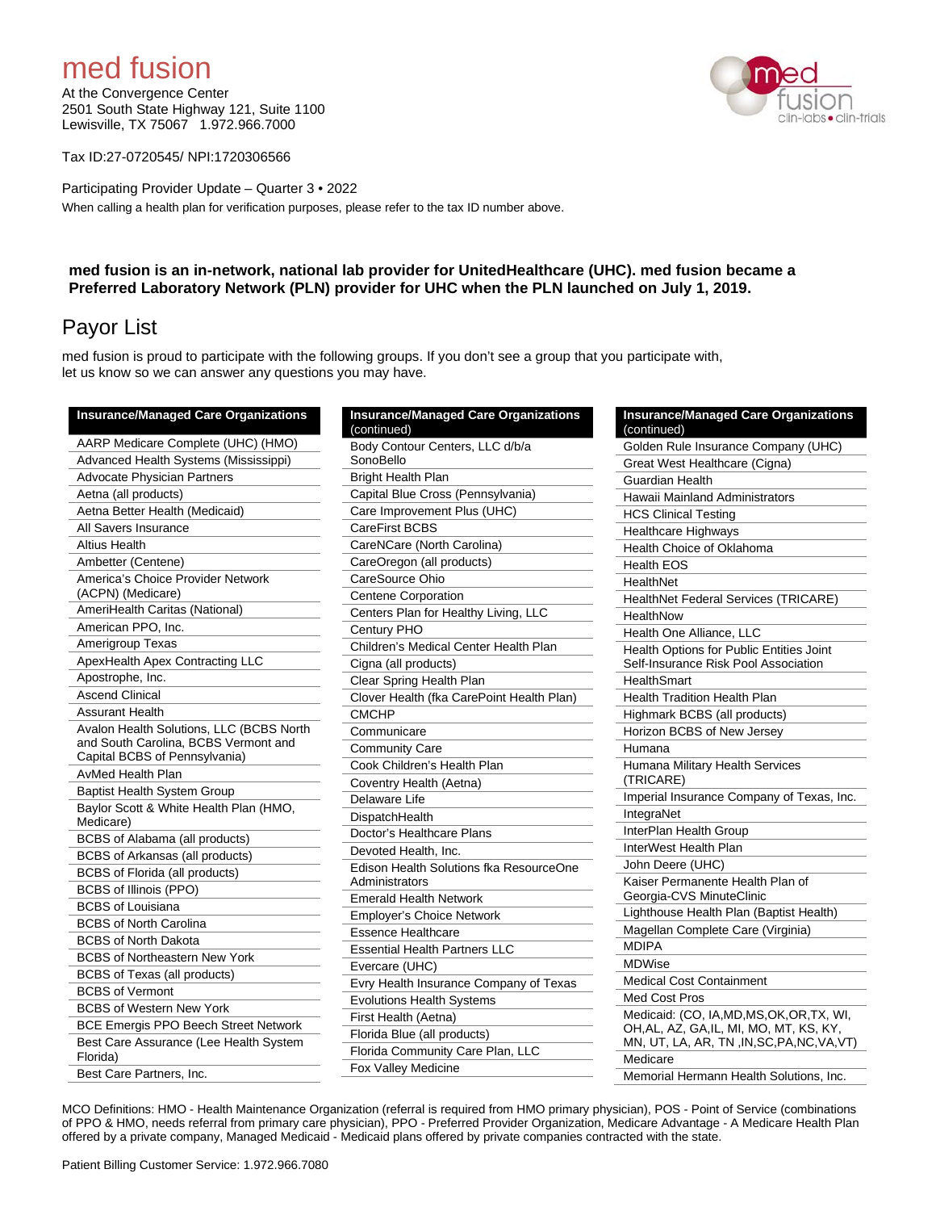# med fusion

At the Convergence Center
2501 South State Highway 121, Suite 1100
Lewisville, TX 75067 1.972.966.7000

Tax ID:27-0720545/ NPI:1720306566

Participating Provider Update – Quarter 3 • 2022

When calling a health plan for verification purposes, please refer to the tax ID number above.

**med fusion is an in-network, national lab provider for UnitedHealthcare (UHC). med fusion became a Preferred Laboratory Network (PLN) provider for UHC when the PLN launched on July 1, 2019.**

## Payor List

med fusion is proud to participate with the following groups. If you don't see a group that you participate with, let us know so we can answer any questions you may have.

| Insurance/Managed Care Organizations |
|---|
| AARP Medicare Complete (UHC) (HMO) |
| Advanced Health Systems (Mississippi) |
| Advocate Physician Partners |
| Aetna (all products) |
| Aetna Better Health (Medicaid) |
| All Savers Insurance |
| Altius Health |
| Ambetter (Centene) |
| America's Choice Provider Network (ACPN) (Medicare) |
| AmeriHealth Caritas (National) |
| American PPO, Inc. |
| Amerigroup Texas |
| ApexHealth Apex Contracting LLC |
| Apostrophe, Inc. |
| Ascend Clinical |
| Assurant Health |
| Avalon Health Solutions, LLC (BCBS North and South Carolina, BCBS Vermont and Capital BCBS of Pennsylvania) |
| AvMed Health Plan |
| Baptist Health System Group |
| Baylor Scott & White Health Plan (HMO, Medicare) |
| BCBS of Alabama (all products) |
| BCBS of Arkansas (all products) |
| BCBS of Florida (all products) |
| BCBS of Illinois (PPO) |
| BCBS of Louisiana |
| BCBS of North Carolina |
| BCBS of North Dakota |
| BCBS of Northeastern New York |
| BCBS of Texas (all products) |
| BCBS of Vermont |
| BCBS of Western New York |
| BCE Emergis PPO Beech Street Network |
| Best Care Assurance (Lee Health System Florida) |
| Best Care Partners, Inc. |

| Insurance/Managed Care Organizations (continued) |
|---|
| Body Contour Centers, LLC d/b/a SonoBello |
| Bright Health Plan |
| Capital Blue Cross (Pennsylvania) |
| Care Improvement Plus (UHC) |
| CareFirst BCBS |
| CareNCare (North Carolina) |
| CareOregon (all products) |
| CareSource Ohio |
| Centene Corporation |
| Centers Plan for Healthy Living, LLC |
| Century PHO |
| Children's Medical Center Health Plan |
| Cigna (all products) |
| Clear Spring Health Plan |
| Clover Health (fka CarePoint Health Plan) |
| CMCHP |
| Communicare |
| Community Care |
| Cook Children's Health Plan |
| Coventry Health (Aetna) |
| Delaware Life |
| DispatchHealth |
| Doctor's Healthcare Plans |
| Devoted Health, Inc. |
| Edison Health Solutions fka ResourceOne Administrators |
| Emerald Health Network |
| Employer's Choice Network |
| Essence Healthcare |
| Essential Health Partners LLC |
| Evercare (UHC) |
| Evry Health Insurance Company of Texas |
| Evolutions Health Systems |
| First Health (Aetna) |
| Florida Blue (all products) |
| Florida Community Care Plan, LLC |
| Fox Valley Medicine |

| Insurance/Managed Care Organizations (continued) |
|---|
| Golden Rule Insurance Company (UHC) |
| Great West Healthcare (Cigna) |
| Guardian Health |
| Hawaii Mainland Administrators |
| HCS Clinical Testing |
| Healthcare Highways |
| Health Choice of Oklahoma |
| Health EOS |
| HealthNet |
| HealthNet Federal Services (TRICARE) |
| HealthNow |
| Health One Alliance, LLC |
| Health Options for Public Entities Joint Self-Insurance Risk Pool Association |
| HealthSmart |
| Health Tradition Health Plan |
| Highmark BCBS (all products) |
| Horizon BCBS of New Jersey |
| Humana |
| Humana Military Health Services (TRICARE) |
| Imperial Insurance Company of Texas, Inc. |
| IntegraNet |
| InterPlan Health Group |
| InterWest Health Plan |
| John Deere (UHC) |
| Kaiser Permanente Health Plan of Georgia-CVS MinuteClinic |
| Lighthouse Health Plan (Baptist Health) |
| Magellan Complete Care (Virginia) |
| MDIPA |
| MDWise |
| Medical Cost Containment |
| Med Cost Pros |
| Medicaid: (CO, IA,MD,MS,OK,OR,TX, WI, OH,AL, AZ, GA,IL, MI, MO, MT, KS, KY, MN, UT, LA, AR, TN ,IN,SC,PA,NC,VA,VT) |
| Medicare |
| Memorial Hermann Health Solutions, Inc. |

MCO Definitions: HMO - Health Maintenance Organization (referral is required from HMO primary physician), POS - Point of Service (combinations of PPO & HMO, needs referral from primary care physician), PPO - Preferred Provider Organization, Medicare Advantage - A Medicare Health Plan offered by a private company, Managed Medicaid - Medicaid plans offered by private companies contracted with the state.

Patient Billing Customer Service: 1.972.966.7080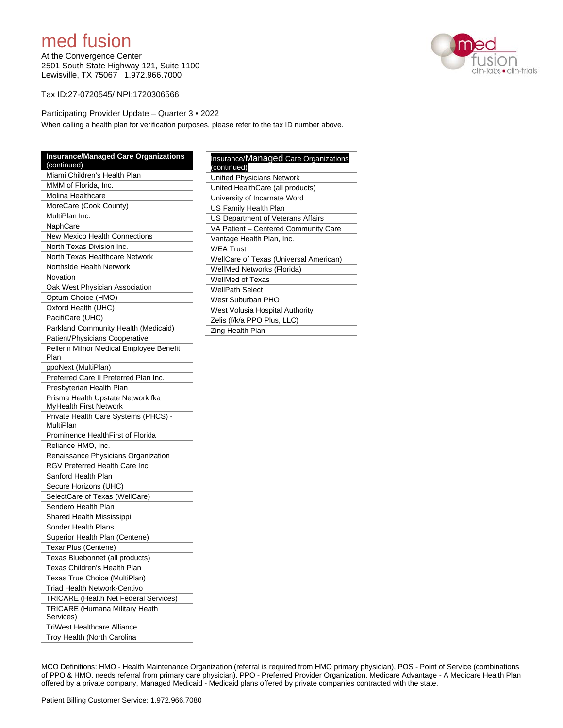# med fusion

At the Convergence Center
2501 South State Highway 121, Suite 1100
Lewisville, TX 75067   1.972.966.7000

Tax ID:27-0720545/ NPI:1720306566

Participating Provider Update – Quarter 3 • 2022

When calling a health plan for verification purposes, please refer to the tax ID number above.

| Insurance/Managed Care Organizations (continued) |
|---|
| Miami Children's Health Plan |
| MMM of Florida, Inc. |
| Molina Healthcare |
| MoreCare (Cook County) |
| MultiPlan Inc. |
| NaphCare |
| New Mexico Health Connections |
| North Texas Division Inc. |
| North Texas Healthcare Network |
| Northside Health Network |
| Novation |
| Oak West Physician Association |
| Optum Choice (HMO) |
| Oxford Health (UHC) |
| PacifiCare (UHC) |
| Parkland Community Health (Medicaid) |
| Patient/Physicians Cooperative |
| Pellerin Milnor Medical Employee Benefit Plan |
| ppoNext (MultiPlan) |
| Preferred Care II Preferred Plan Inc. |
| Presbyterian Health Plan |
| Prisma Health Upstate Network fka MyHealth First Network |
| Private Health Care Systems (PHCS) - MultiPlan |
| Prominence HealthFirst of Florida |
| Reliance HMO, Inc. |
| Renaissance Physicians Organization |
| RGV Preferred Health Care Inc. |
| Sanford Health Plan |
| Secure Horizons (UHC) |
| SelectCare of Texas (WellCare) |
| Sendero Health Plan |
| Shared Health Mississippi |
| Sonder Health Plans |
| Superior Health Plan (Centene) |
| TexanPlus (Centene) |
| Texas Bluebonnet (all products) |
| Texas Children's Health Plan |
| Texas True Choice (MultiPlan) |
| Triad Health Network-Centivo |
| TRICARE (Health Net Federal Services) |
| TRICARE (Humana Military Heath Services) |
| TriWest Healthcare Alliance |
| Troy Health (North Carolina |

| Insurance/Managed Care Organizations (continued) |
|---|
| Unified Physicians Network |
| United HealthCare (all products) |
| University of Incarnate Word |
| US Family Health Plan |
| US Department of Veterans Affairs |
| VA Patient – Centered Community Care |
| Vantage Health Plan, Inc. |
| WEA Trust |
| WellCare of Texas (Universal American) |
| WellMed Networks (Florida) |
| WellMed of Texas |
| WellPath Select |
| West Suburban PHO |
| West Volusia Hospital Authority |
| Zelis (f/k/a PPO Plus, LLC) |
| Zing Health Plan |

MCO Definitions: HMO - Health Maintenance Organization (referral is required from HMO primary physician), POS - Point of Service (combinations of PPO & HMO, needs referral from primary care physician), PPO - Preferred Provider Organization, Medicare Advantage - A Medicare Health Plan offered by a private company, Managed Medicaid - Medicaid plans offered by private companies contracted with the state.

Patient Billing Customer Service: 1.972.966.7080